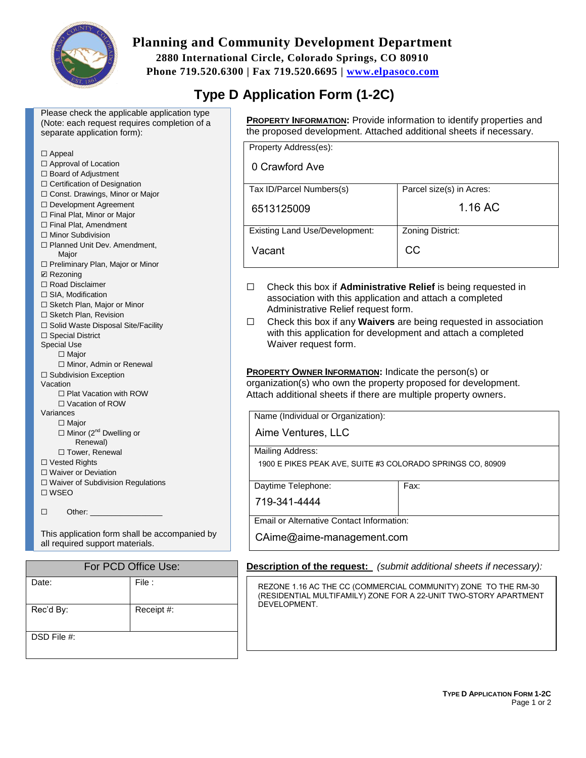# Planning and Community Development Department

**2880 International Circle, Colorado Springs, CO 80910**
**Phone 719.520.6300 | Fax 719.520.6695 | www.elpasoco.com**

## Type D Application Form (1-2C)

Please check the applicable application type (Note: each request requires completion of a separate application form):

- ☐ Appeal
- ☐ Approval of Location
- ☐ Board of Adjustment
- ☐ Certification of Designation
- ☐ Const. Drawings, Minor or Major
- ☐ Development Agreement
- ☐ Final Plat, Minor or Major
- ☐ Final Plat, Amendment
- ☐ Minor Subdivision
- ☐ Planned Unit Dev. Amendment, Major
- ☐ Preliminary Plan, Major or Minor
- ☑ Rezoning
- ☐ Road Disclaimer
- ☐ SIA, Modification
- ☐ Sketch Plan, Major or Minor
- ☐ Sketch Plan, Revision
- ☐ Solid Waste Disposal Site/Facility
- ☐ Special District
- Special Use
  - ☐ Major
  - ☐ Minor, Admin or Renewal
- ☐ Subdivision Exception
- Vacation
  - ☐ Plat Vacation with ROW
  - ☐ Vacation of ROW
- Variances
  - ☐ Major
  - ☐ Minor (2nd Dwelling or Renewal)
  - ☐ Tower, Renewal
- ☐ Vested Rights
- ☐ Waiver or Deviation
- ☐ Waiver of Subdivision Regulations
- ☐ WSEO
- ☐ Other: ________________

This application form shall be accompanied by all required support materials.

| For PCD Office Use: | |
|---|---|
| Date: | File : |
| Rec'd By: | Receipt #: |
| DSD File #: | |

**PROPERTY INFORMATION:** Provide information to identify properties and the proposed development. Attached additional sheets if necessary.

| Property Address(es): | |
|---|---|
| 0 Crawford Ave | |
| **Tax ID/Parcel Numbers(s)** | **Parcel size(s) in Acres:** |
| 6513125009 | 1.16 AC |
| **Existing Land Use/Development:** | **Zoning District:** |
| Vacant | CC |

☐ Check this box if **Administrative Relief** is being requested in association with this application and attach a completed Administrative Relief request form.

☐ Check this box if any **Waivers** are being requested in association with this application for development and attach a completed Waiver request form.

**PROPERTY OWNER INFORMATION:** Indicate the person(s) or organization(s) who own the property proposed for development. Attach additional sheets if there are multiple property owners.

| Name (Individual or Organization): | |
|---|---|
| Aime Ventures, LLC | |
| **Mailing Address:** | |
| 1900 E PIKES PEAK AVE, SUITE #3 COLORADO SPRINGS CO, 80909 | |
| **Daytime Telephone:** | **Fax:** |
| 719-341-4444 | |
| **Email or Alternative Contact Information:** | |
| CAime@aime-management.com | |

**Description of the request:** *(submit additional sheets if necessary):*

REZONE 1.16 AC THE CC (COMMERCIAL COMMUNITY) ZONE TO THE RM-30 (RESIDENTIAL MULTIFAMILY) ZONE FOR A 22-UNIT TWO-STORY APARTMENT DEVELOPMENT.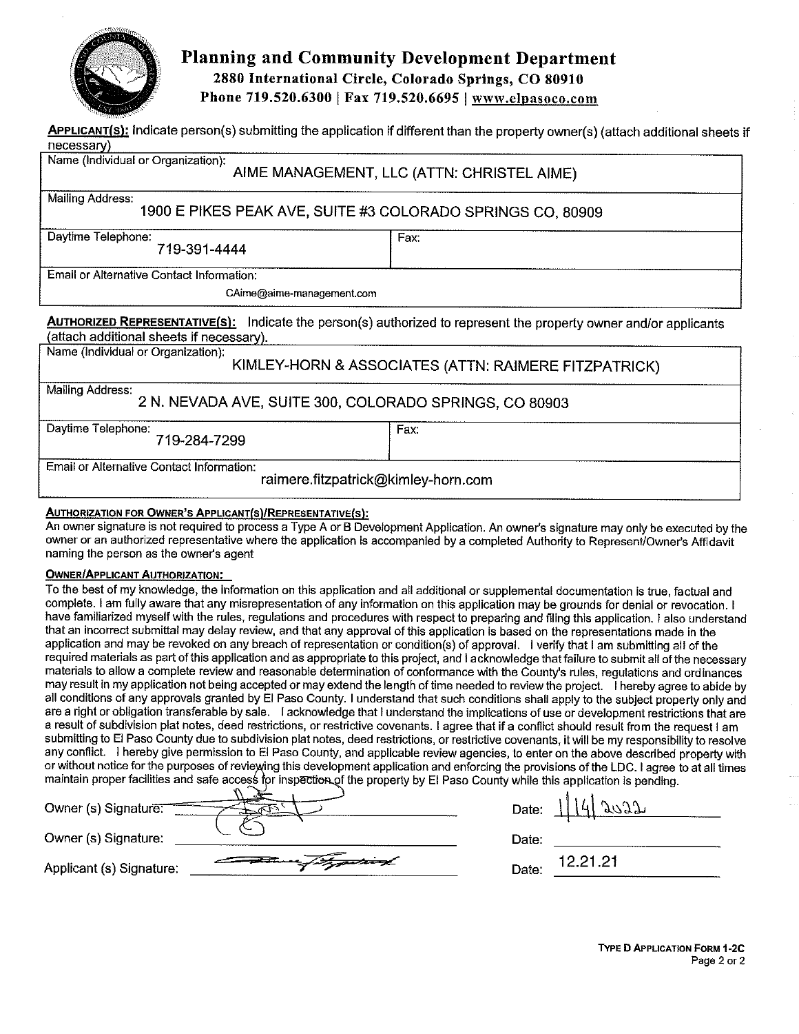# Planning and Community Development Department

**2880 International Circle, Colorado Springs, CO 80910**

**Phone 719.520.6300 | Fax 719.520.6695 | www.elpasoco.com**

**APPLICANT(S):** Indicate person(s) submitting the application if different than the property owner(s) (attach additional sheets if necessary)

| | |
|---|---|
| Name (Individual or Organization): AIME MANAGEMENT, LLC (ATTN: CHRISTEL AIME) | |
| Mailing Address: 1900 E PIKES PEAK AVE, SUITE #3 COLORADO SPRINGS CO, 80909 | |
| Daytime Telephone: 719-391-4444 | Fax: |
| Email or Alternative Contact Information: CAime@aime-management.com | |

**AUTHORIZED REPRESENTATIVE(S):** Indicate the person(s) authorized to represent the property owner and/or applicants (attach additional sheets if necessary).

| | |
|---|---|
| Name (Individual or Organization): KIMLEY-HORN & ASSOCIATES (ATTN: RAIMERE FITZPATRICK) | |
| Mailing Address: 2 N. NEVADA AVE, SUITE 300, COLORADO SPRINGS, CO 80903 | |
| Daytime Telephone: 719-284-7299 | Fax: |
| Email or Alternative Contact Information: raimere.fitzpatrick@kimley-horn.com | |

**AUTHORIZATION FOR OWNER'S APPLICANT(S)/REPRESENTATIVE(S):**

An owner signature is not required to process a Type A or B Development Application. An owner's signature may only be executed by the owner or an authorized representative where the application is accompanied by a completed Authority to Represent/Owner's Affidavit naming the person as the owner's agent

**OWNER/APPLICANT AUTHORIZATION:**

To the best of my knowledge, the information on this application and all additional or supplemental documentation is true, factual and complete. I am fully aware that any misrepresentation of any information on this application may be grounds for denial or revocation. I have familiarized myself with the rules, regulations and procedures with respect to preparing and filing this application. I also understand that an incorrect submittal may delay review, and that any approval of this application is based on the representations made in the application and may be revoked on any breach of representation or condition(s) of approval. I verify that I am submitting all of the required materials as part of this application and as appropriate to this project, and I acknowledge that failure to submit all of the necessary materials to allow a complete review and reasonable determination of conformance with the County's rules, regulations and ordinances may result in my application not being accepted or may extend the length of time needed to review the project. I hereby agree to abide by all conditions of any approvals granted by El Paso County. I understand that such conditions shall apply to the subject property only and are a right or obligation transferable by sale. I acknowledge that I understand the implications of use or development restrictions that are a result of subdivision plat notes, deed restrictions, or restrictive covenants. I agree that if a conflict should result from the request I am submitting to El Paso County due to subdivision plat notes, deed restrictions, or restrictive covenants, it will be my responsibility to resolve any conflict. I hereby give permission to El Paso County, and applicable review agencies, to enter on the above described property with or without notice for the purposes of reviewing this development application and enforcing the provisions of the LDC. I agree to at all times maintain proper facilities and safe access for inspection of the property by El Paso County while this application is pending.

Owner (s) Signature: [signature] Date: 1/14/2022

Owner (s) Signature: ______________________ Date: ______________

Applicant (s) Signature: [signature] Date: 12.21.21

**TYPE D APPLICATION FORM 1-2C**